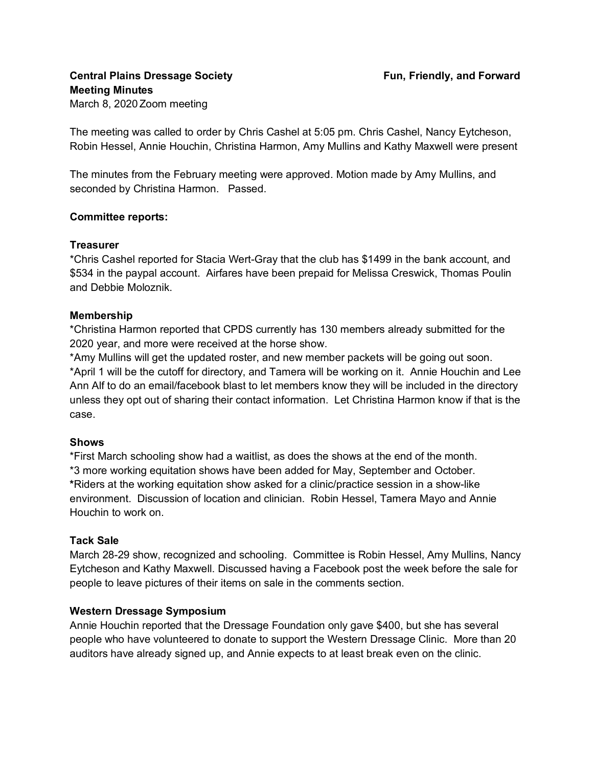**Central Plains Dressage Society** **Fun, Friendly, and Forward**

**Meeting Minutes**

March 8, 2020 Zoom meeting

The meeting was called to order by Chris Cashel at 5:05 pm. Chris Cashel, Nancy Eytcheson, Robin Hessel, Annie Houchin, Christina Harmon, Amy Mullins and Kathy Maxwell were present

The minutes from the February meeting were approved. Motion made by Amy Mullins, and seconded by Christina Harmon. Passed.

**Committee reports:**

**Treasurer**

*Chris Cashel reported for Stacia Wert-Gray that the club has $1499 in the bank account, and $534 in the paypal account. Airfares have been prepaid for Melissa Creswick, Thomas Poulin and Debbie Moloznik.

**Membership**

*Christina Harmon reported that CPDS currently has 130 members already submitted for the 2020 year, and more were received at the horse show.

*Amy Mullins will get the updated roster, and new member packets will be going out soon.

*April 1 will be the cutoff for directory, and Tamera will be working on it. Annie Houchin and Lee Ann Alf to do an email/facebook blast to let members know they will be included in the directory unless they opt out of sharing their contact information. Let Christina Harmon know if that is the case.

**Shows**

*First March schooling show had a waitlist, as does the shows at the end of the month.

*3 more working equitation shows have been added for May, September and October.

*Riders at the working equitation show asked for a clinic/practice session in a show-like environment. Discussion of location and clinician. Robin Hessel, Tamera Mayo and Annie Houchin to work on.

**Tack Sale**

March 28-29 show, recognized and schooling. Committee is Robin Hessel, Amy Mullins, Nancy Eytcheson and Kathy Maxwell. Discussed having a Facebook post the week before the sale for people to leave pictures of their items on sale in the comments section.

**Western Dressage Symposium**

Annie Houchin reported that the Dressage Foundation only gave $400, but she has several people who have volunteered to donate to support the Western Dressage Clinic. More than 20 auditors have already signed up, and Annie expects to at least break even on the clinic.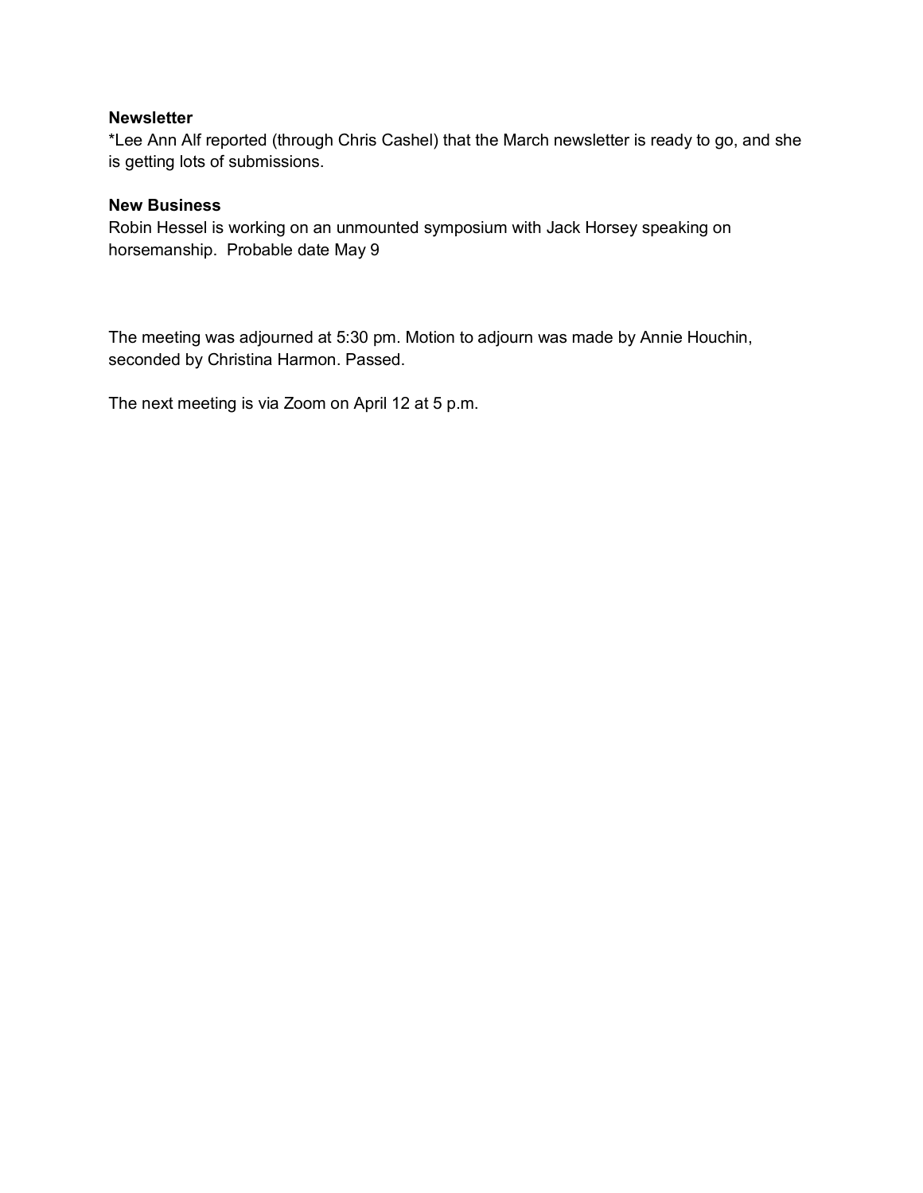**Newsletter**

*Lee Ann Alf reported (through Chris Cashel) that the March newsletter is ready to go, and she is getting lots of submissions.

**New Business**

Robin Hessel is working on an unmounted symposium with Jack Horsey speaking on horsemanship. Probable date May 9

The meeting was adjourned at 5:30 pm. Motion to adjourn was made by Annie Houchin, seconded by Christina Harmon. Passed.

The next meeting is via Zoom on April 12 at 5 p.m.